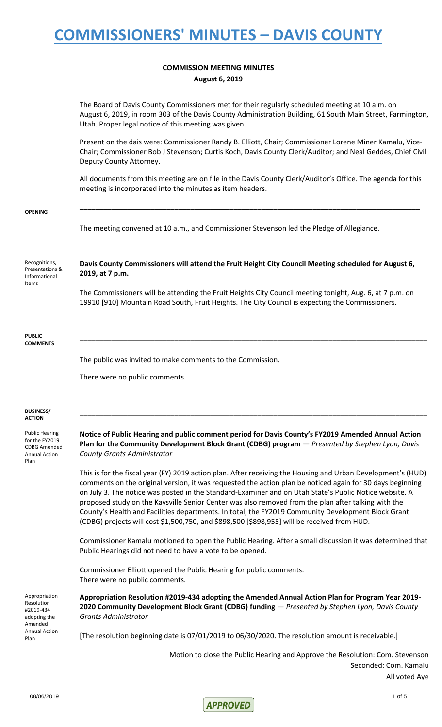# COMMISSIONERS' MINUTES – DAVIS COUNTY

**COMMISSION MEETING MINUTES**
**August 6, 2019**

The Board of Davis County Commissioners met for their regularly scheduled meeting at 10 a.m. on August 6, 2019, in room 303 of the Davis County Administration Building, 61 South Main Street, Farmington, Utah. Proper legal notice of this meeting was given.

Present on the dais were: Commissioner Randy B. Elliott, Chair; Commissioner Lorene Miner Kamalu, Vice-Chair; Commissioner Bob J Stevenson; Curtis Koch, Davis County Clerk/Auditor; and Neal Geddes, Chief Civil Deputy County Attorney.

All documents from this meeting are on file in the Davis County Clerk/Auditor's Office. The agenda for this meeting is incorporated into the minutes as item headers.

---

**OPENING**

The meeting convened at 10 a.m., and Commissioner Stevenson led the Pledge of Allegiance.

Recognitions, Presentations & Informational Items

**Davis County Commissioners will attend the Fruit Height City Council Meeting scheduled for August 6, 2019, at 7 p.m.**

The Commissioners will be attending the Fruit Heights City Council meeting tonight, Aug. 6, at 7 p.m. on 19910 [910] Mountain Road South, Fruit Heights. The City Council is expecting the Commissioners.

---

**PUBLIC COMMENTS**

The public was invited to make comments to the Commission.

There were no public comments.

---

**BUSINESS/ ACTION**

Public Hearing for the FY2019 CDBG Amended Annual Action Plan

**Notice of Public Hearing and public comment period for Davis County's FY2019 Amended Annual Action Plan for the Community Development Block Grant (CDBG) program** — *Presented by Stephen Lyon, Davis County Grants Administrator*

This is for the fiscal year (FY) 2019 action plan. After receiving the Housing and Urban Development's (HUD) comments on the original version, it was requested the action plan be noticed again for 30 days beginning on July 3. The notice was posted in the Standard-Examiner and on Utah State's Public Notice website. A proposed study on the Kaysville Senior Center was also removed from the plan after talking with the County's Health and Facilities departments. In total, the FY2019 Community Development Block Grant (CDBG) projects will cost $1,500,750, and $898,500 [$898,955] will be received from HUD.

Commissioner Kamalu motioned to open the Public Hearing. After a small discussion it was determined that Public Hearings did not need to have a vote to be opened.

Commissioner Elliott opened the Public Hearing for public comments.
There were no public comments.

Appropriation Resolution #2019-434 adopting the Amended Annual Action Plan

**Appropriation Resolution #2019-434 adopting the Amended Annual Action Plan for Program Year 2019-2020 Community Development Block Grant (CDBG) funding** — *Presented by Stephen Lyon, Davis County Grants Administrator*

[The resolution beginning date is 07/01/2019 to 06/30/2020. The resolution amount is receivable.]

Motion to close the Public Hearing and Approve the Resolution: Com. Stevenson
Seconded: Com. Kamalu
All voted Aye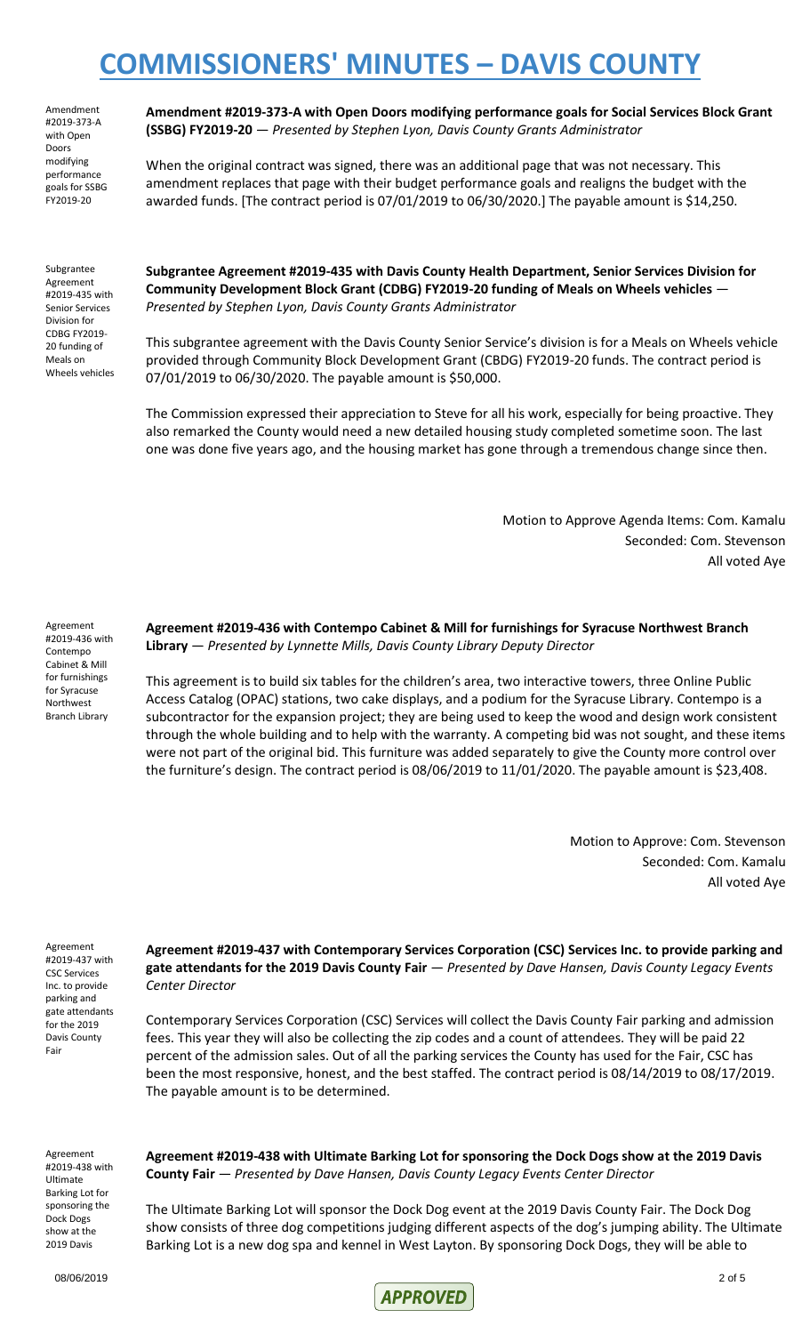Amendment #2019-373-A with Open Doors modifying performance goals for SSBG FY2019-20

**Amendment #2019-373-A with Open Doors modifying performance goals for Social Services Block Grant (SSBG) FY2019-20** — *Presented by Stephen Lyon, Davis County Grants Administrator*

When the original contract was signed, there was an additional page that was not necessary. This amendment replaces that page with their budget performance goals and realigns the budget with the awarded funds. [The contract period is 07/01/2019 to 06/30/2020.] The payable amount is $14,250.

Subgrantee Agreement #2019-435 with Senior Services Division for CDBG FY2019-20 funding of Meals on Wheels vehicles

**Subgrantee Agreement #2019-435 with Davis County Health Department, Senior Services Division for Community Development Block Grant (CDBG) FY2019-20 funding of Meals on Wheels vehicles** — *Presented by Stephen Lyon, Davis County Grants Administrator*

This subgrantee agreement with the Davis County Senior Service's division is for a Meals on Wheels vehicle provided through Community Block Development Grant (CBDG) FY2019-20 funds. The contract period is 07/01/2019 to 06/30/2020. The payable amount is $50,000.

The Commission expressed their appreciation to Steve for all his work, especially for being proactive. They also remarked the County would need a new detailed housing study completed sometime soon. The last one was done five years ago, and the housing market has gone through a tremendous change since then.

Motion to Approve Agenda Items: Com. Kamalu
Seconded: Com. Stevenson
All voted Aye

Agreement #2019-436 with Contempo Cabinet & Mill for furnishings for Syracuse Northwest Branch Library

**Agreement #2019-436 with Contempo Cabinet & Mill for furnishings for Syracuse Northwest Branch Library** — *Presented by Lynnette Mills, Davis County Library Deputy Director*

This agreement is to build six tables for the children's area, two interactive towers, three Online Public Access Catalog (OPAC) stations, two cake displays, and a podium for the Syracuse Library. Contempo is a subcontractor for the expansion project; they are being used to keep the wood and design work consistent through the whole building and to help with the warranty. A competing bid was not sought, and these items were not part of the original bid. This furniture was added separately to give the County more control over the furniture's design. The contract period is 08/06/2019 to 11/01/2020. The payable amount is $23,408.

Motion to Approve: Com. Stevenson
Seconded: Com. Kamalu
All voted Aye

Agreement #2019-437 with CSC Services Inc. to provide parking and gate attendants for the 2019 Davis County Fair

**Agreement #2019-437 with Contemporary Services Corporation (CSC) Services Inc. to provide parking and gate attendants for the 2019 Davis County Fair** — *Presented by Dave Hansen, Davis County Legacy Events Center Director*

Contemporary Services Corporation (CSC) Services will collect the Davis County Fair parking and admission fees. This year they will also be collecting the zip codes and a count of attendees. They will be paid 22 percent of the admission sales. Out of all the parking services the County has used for the Fair, CSC has been the most responsive, honest, and the best staffed. The contract period is 08/14/2019 to 08/17/2019. The payable amount is to be determined.

Agreement #2019-438 with Ultimate Barking Lot for sponsoring the Dock Dogs show at the 2019 Davis

**Agreement #2019-438 with Ultimate Barking Lot for sponsoring the Dock Dogs show at the 2019 Davis County Fair** — *Presented by Dave Hansen, Davis County Legacy Events Center Director*

The Ultimate Barking Lot will sponsor the Dock Dog event at the 2019 Davis County Fair. The Dock Dog show consists of three dog competitions judging different aspects of the dog's jumping ability. The Ultimate Barking Lot is a new dog spa and kennel in West Layton. By sponsoring Dock Dogs, they will be able to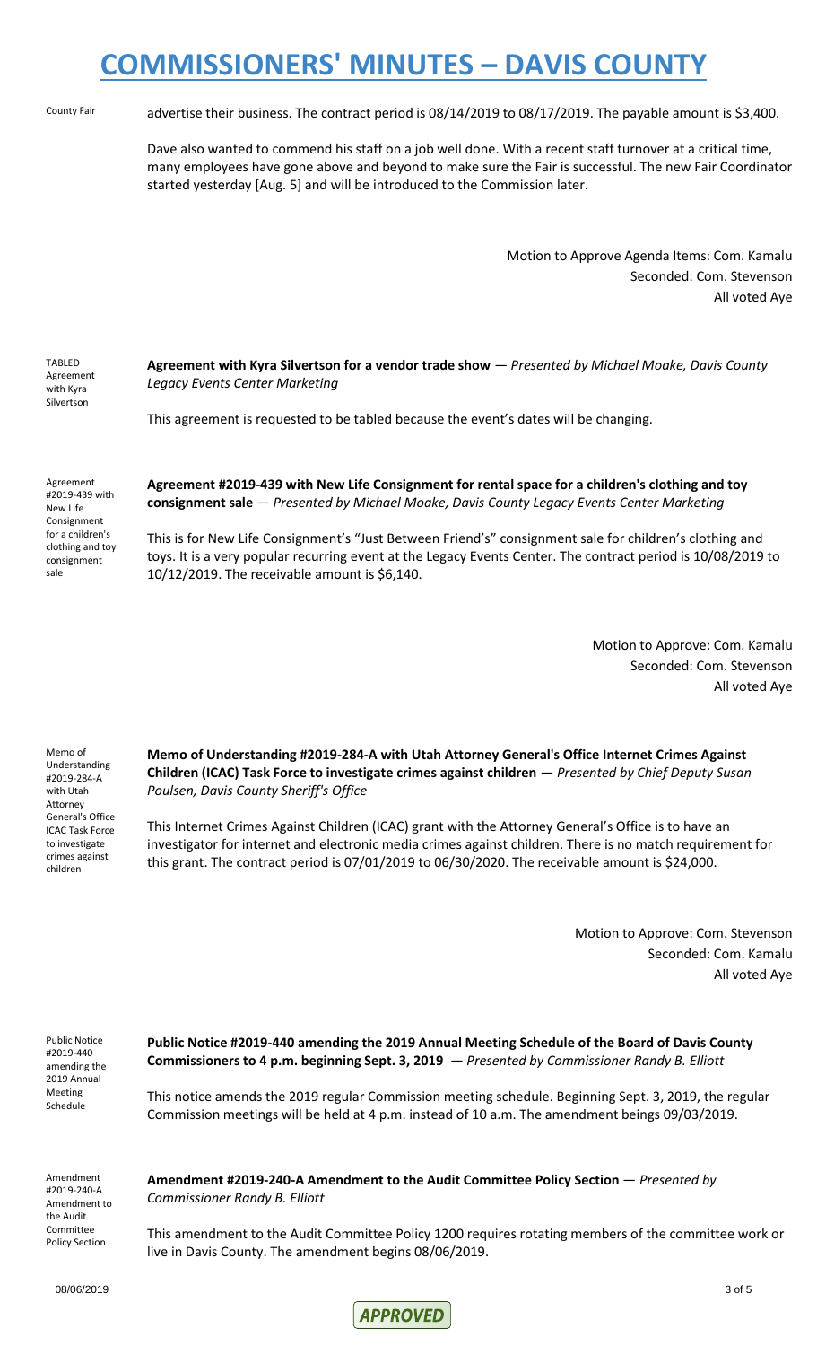County Fair

advertise their business. The contract period is 08/14/2019 to 08/17/2019. The payable amount is $3,400.

Dave also wanted to commend his staff on a job well done. With a recent staff turnover at a critical time, many employees have gone above and beyond to make sure the Fair is successful. The new Fair Coordinator started yesterday [Aug. 5] and will be introduced to the Commission later.

Motion to Approve Agenda Items: Com. Kamalu
Seconded: Com. Stevenson
All voted Aye

TABLED Agreement with Kyra Silvertson

**Agreement with Kyra Silvertson for a vendor trade show** — *Presented by Michael Moake, Davis County Legacy Events Center Marketing*

This agreement is requested to be tabled because the event's dates will be changing.

Agreement #2019-439 with New Life Consignment for a children's clothing and toy consignment sale

**Agreement #2019-439 with New Life Consignment for rental space for a children's clothing and toy consignment sale** — *Presented by Michael Moake, Davis County Legacy Events Center Marketing*

This is for New Life Consignment's "Just Between Friend's" consignment sale for children's clothing and toys. It is a very popular recurring event at the Legacy Events Center. The contract period is 10/08/2019 to 10/12/2019. The receivable amount is $6,140.

Motion to Approve: Com. Kamalu
Seconded: Com. Stevenson
All voted Aye

Memo of Understanding #2019-284-A with Utah Attorney General's Office ICAC Task Force to investigate crimes against children

**Memo of Understanding #2019-284-A with Utah Attorney General's Office Internet Crimes Against Children (ICAC) Task Force to investigate crimes against children** — *Presented by Chief Deputy Susan Poulsen, Davis County Sheriff's Office*

This Internet Crimes Against Children (ICAC) grant with the Attorney General's Office is to have an investigator for internet and electronic media crimes against children. There is no match requirement for this grant. The contract period is 07/01/2019 to 06/30/2020. The receivable amount is $24,000.

Motion to Approve: Com. Stevenson
Seconded: Com. Kamalu
All voted Aye

Public Notice #2019-440 amending the 2019 Annual Meeting Schedule

**Public Notice #2019-440 amending the 2019 Annual Meeting Schedule of the Board of Davis County Commissioners to 4 p.m. beginning Sept. 3, 2019** — *Presented by Commissioner Randy B. Elliott*

This notice amends the 2019 regular Commission meeting schedule. Beginning Sept. 3, 2019, the regular Commission meetings will be held at 4 p.m. instead of 10 a.m. The amendment beings 09/03/2019.

Amendment #2019-240-A Amendment to the Audit Committee Policy Section

**Amendment #2019-240-A Amendment to the Audit Committee Policy Section** — *Presented by Commissioner Randy B. Elliott*

This amendment to the Audit Committee Policy 1200 requires rotating members of the committee work or live in Davis County. The amendment begins 08/06/2019.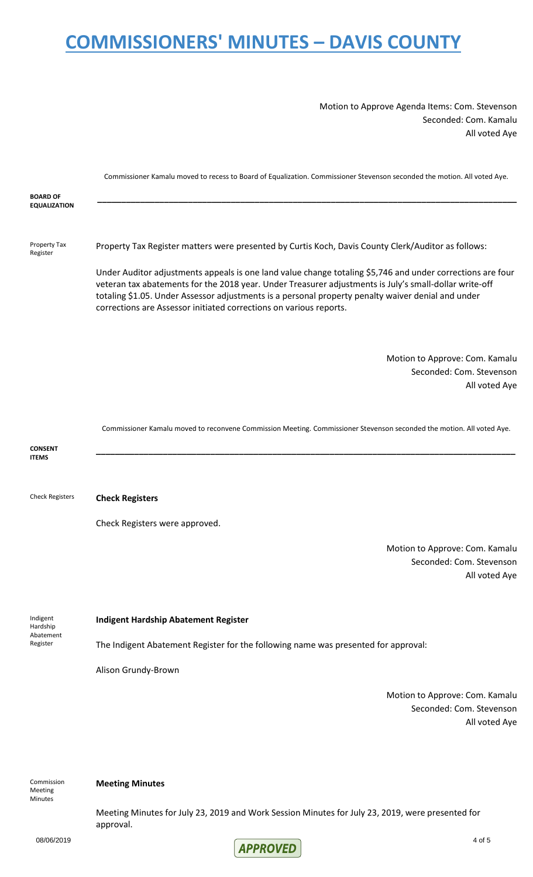Motion to Approve Agenda Items: Com. Stevenson
Seconded: Com. Kamalu
All voted Aye

Commissioner Kamalu moved to recess to Board of Equalization. Commissioner Stevenson seconded the motion. All voted Aye.

**BOARD OF EQUALIZATION**

---

Property Tax Register

Property Tax Register matters were presented by Curtis Koch, Davis County Clerk/Auditor as follows:

Under Auditor adjustments appeals is one land value change totaling $5,746 and under corrections are four veteran tax abatements for the 2018 year. Under Treasurer adjustments is July's small-dollar write-off totaling $1.05. Under Assessor adjustments is a personal property penalty waiver denial and under corrections are Assessor initiated corrections on various reports.

Motion to Approve: Com. Kamalu
Seconded: Com. Stevenson
All voted Aye

Commissioner Kamalu moved to reconvene Commission Meeting. Commissioner Stevenson seconded the motion. All voted Aye.

**CONSENT ITEMS**

---

Check Registers

**Check Registers**

Check Registers were approved.

Motion to Approve: Com. Kamalu
Seconded: Com. Stevenson
All voted Aye

Indigent Hardship Abatement Register

**Indigent Hardship Abatement Register**

The Indigent Abatement Register for the following name was presented for approval:

Alison Grundy-Brown

Motion to Approve: Com. Kamalu
Seconded: Com. Stevenson
All voted Aye

Commission Meeting Minutes

**Meeting Minutes**

Meeting Minutes for July 23, 2019 and Work Session Minutes for July 23, 2019, were presented for approval.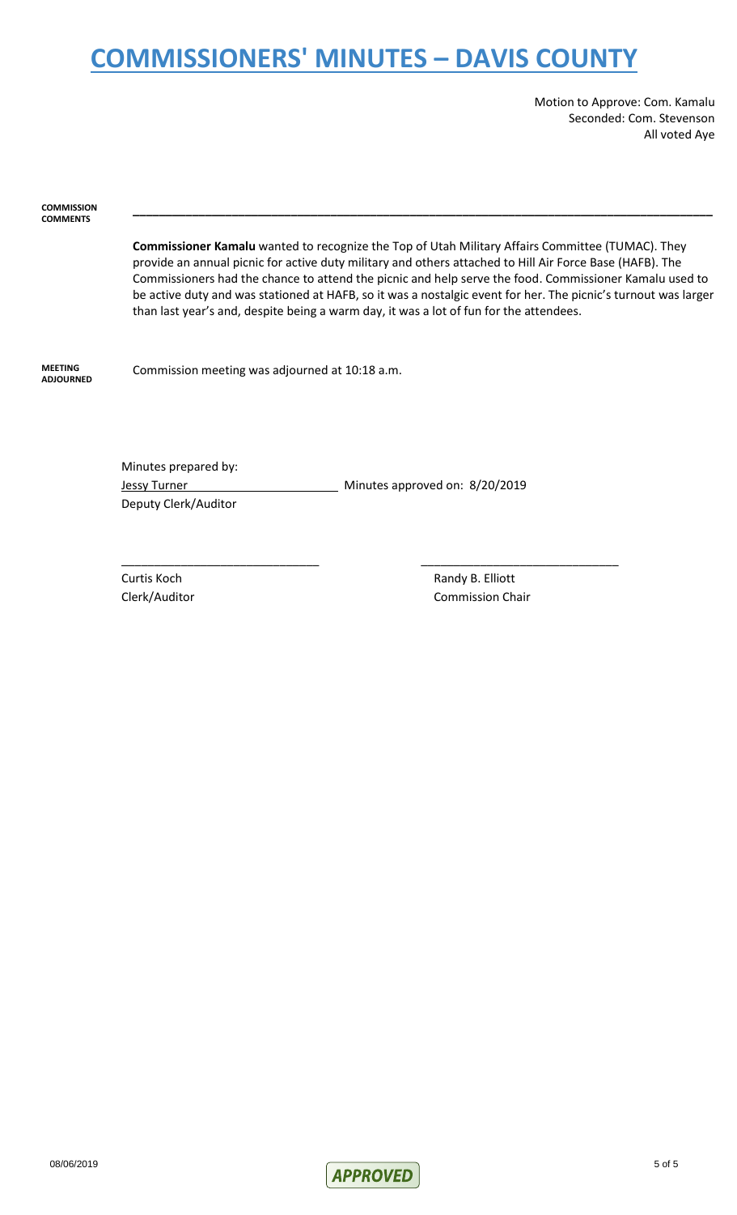Motion to Approve: Com. Kamalu
Seconded: Com. Stevenson
All voted Aye

**COMMISSION COMMENTS**

**Commissioner Kamalu** wanted to recognize the Top of Utah Military Affairs Committee (TUMAC). They provide an annual picnic for active duty military and others attached to Hill Air Force Base (HAFB). The Commissioners had the chance to attend the picnic and help serve the food. Commissioner Kamalu used to be active duty and was stationed at HAFB, so it was a nostalgic event for her. The picnic's turnout was larger than last year's and, despite being a warm day, it was a lot of fun for the attendees.

**MEETING ADJOURNED**

Commission meeting was adjourned at 10:18 a.m.

Minutes prepared by:
Jessy Turner — Minutes approved on: 8/20/2019
Deputy Clerk/Auditor

______________________________

Curtis Koch
Clerk/Auditor

______________________________

Randy B. Elliott
Commission Chair

08/06/2019

APPROVED